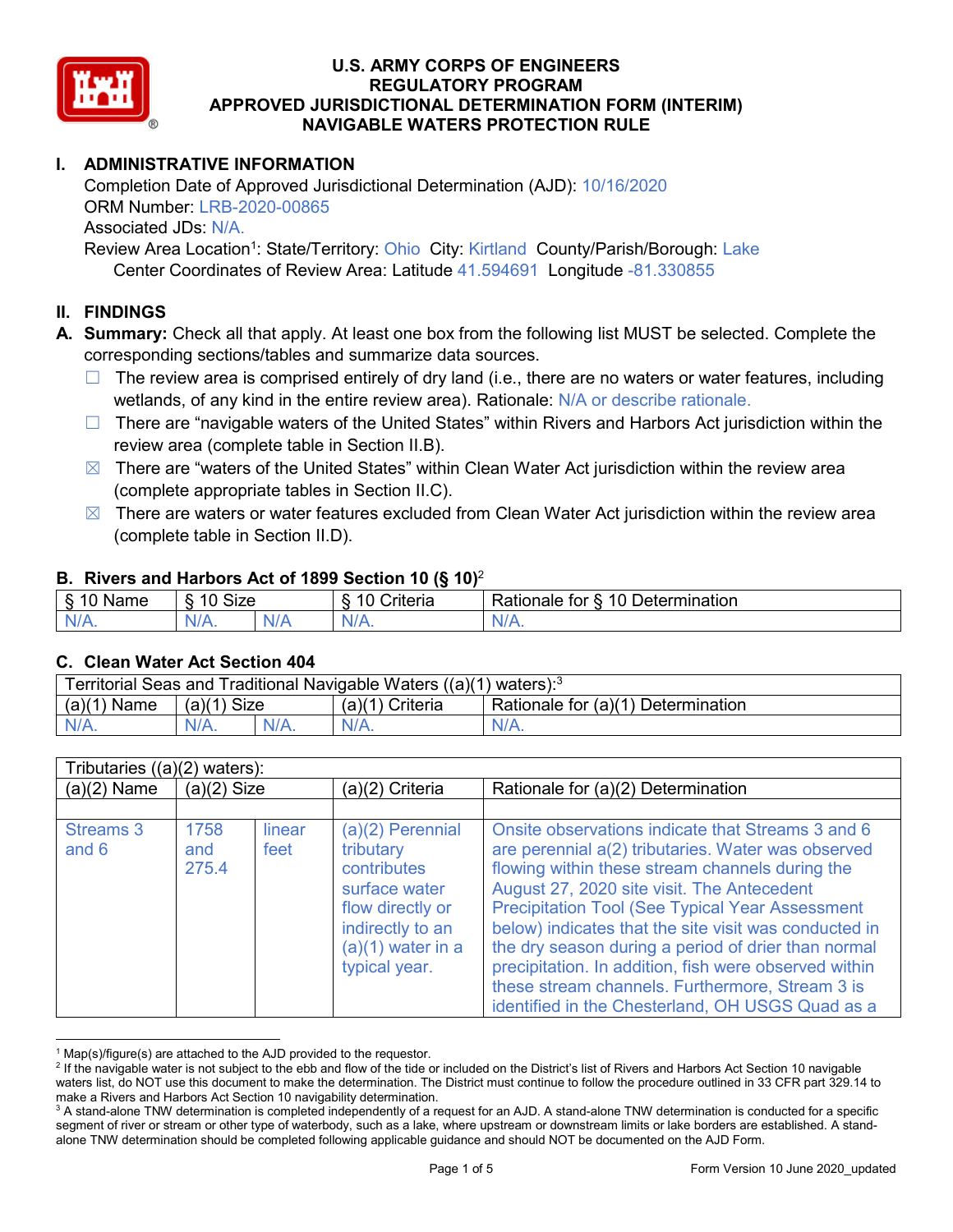# U.S. ARMY CORPS OF ENGINEERS
# REGULATORY PROGRAM
# APPROVED JURISDICTIONAL DETERMINATION FORM (INTERIM)
# NAVIGABLE WATERS PROTECTION RULE

## I. ADMINISTRATIVE INFORMATION

Completion Date of Approved Jurisdictional Determination (AJD): 10/16/2020
ORM Number: LRB-2020-00865
Associated JDs: N/A.
Review Area Location[1]: State/Territory: Ohio City: Kirtland County/Parish/Borough: Lake
Center Coordinates of Review Area: Latitude 41.594691 Longitude -81.330855

## II. FINDINGS

**A. Summary:** Check all that apply. At least one box from the following list MUST be selected. Complete the corresponding sections/tables and summarize data sources.

- ☐ The review area is comprised entirely of dry land (i.e., there are no waters or water features, including wetlands, of any kind in the entire review area). Rationale: N/A or describe rationale.
- ☐ There are "navigable waters of the United States" within Rivers and Harbors Act jurisdiction within the review area (complete table in Section II.B).
- ☒ There are "waters of the United States" within Clean Water Act jurisdiction within the review area (complete appropriate tables in Section II.C).
- ☒ There are waters or water features excluded from Clean Water Act jurisdiction within the review area (complete table in Section II.D).

### B. Rivers and Harbors Act of 1899 Section 10 (§ 10)[2]

| § 10 Name | § 10 Size | | § 10 Criteria | Rationale for § 10 Determination |
|---|---|---|---|---|
| N/A. | N/A. | N/A | N/A. | N/A. |

### C. Clean Water Act Section 404

| Territorial Seas and Traditional Navigable Waters ((a)(1) waters):[3] | | | | |
|---|---|---|---|---|
| (a)(1) Name | (a)(1) Size | | (a)(1) Criteria | Rationale for (a)(1) Determination |
| N/A. | N/A. | N/A. | N/A. | N/A. |

| Tributaries ((a)(2) waters): | | | | |
|---|---|---|---|---|
| (a)(2) Name | (a)(2) Size | | (a)(2) Criteria | Rationale for (a)(2) Determination |
| | | | | |
| Streams 3 and 6 | 1758 and 275.4 | linear feet | (a)(2) Perennial tributary contributes surface water flow directly or indirectly to an (a)(1) water in a typical year. | Onsite observations indicate that Streams 3 and 6 are perennial a(2) tributaries. Water was observed flowing within these stream channels during the August 27, 2020 site visit. The Antecedent Precipitation Tool (See Typical Year Assessment below) indicates that the site visit was conducted in the dry season during a period of drier than normal precipitation. In addition, fish were observed within these stream channels. Furthermore, Stream 3 is identified in the Chesterland, OH USGS Quad as a |

[1] Map(s)/figure(s) are attached to the AJD provided to the requestor.
[2] If the navigable water is not subject to the ebb and flow of the tide or included on the District's list of Rivers and Harbors Act Section 10 navigable waters list, do NOT use this document to make the determination. The District must continue to follow the procedure outlined in 33 CFR part 329.14 to make a Rivers and Harbors Act Section 10 navigability determination.
[3] A stand-alone TNW determination is completed independently of a request for an AJD. A stand-alone TNW determination is conducted for a specific segment of river or stream or other type of waterbody, such as a lake, where upstream or downstream limits or lake borders are established. A stand-alone TNW determination should be completed following applicable guidance and should NOT be documented on the AJD Form.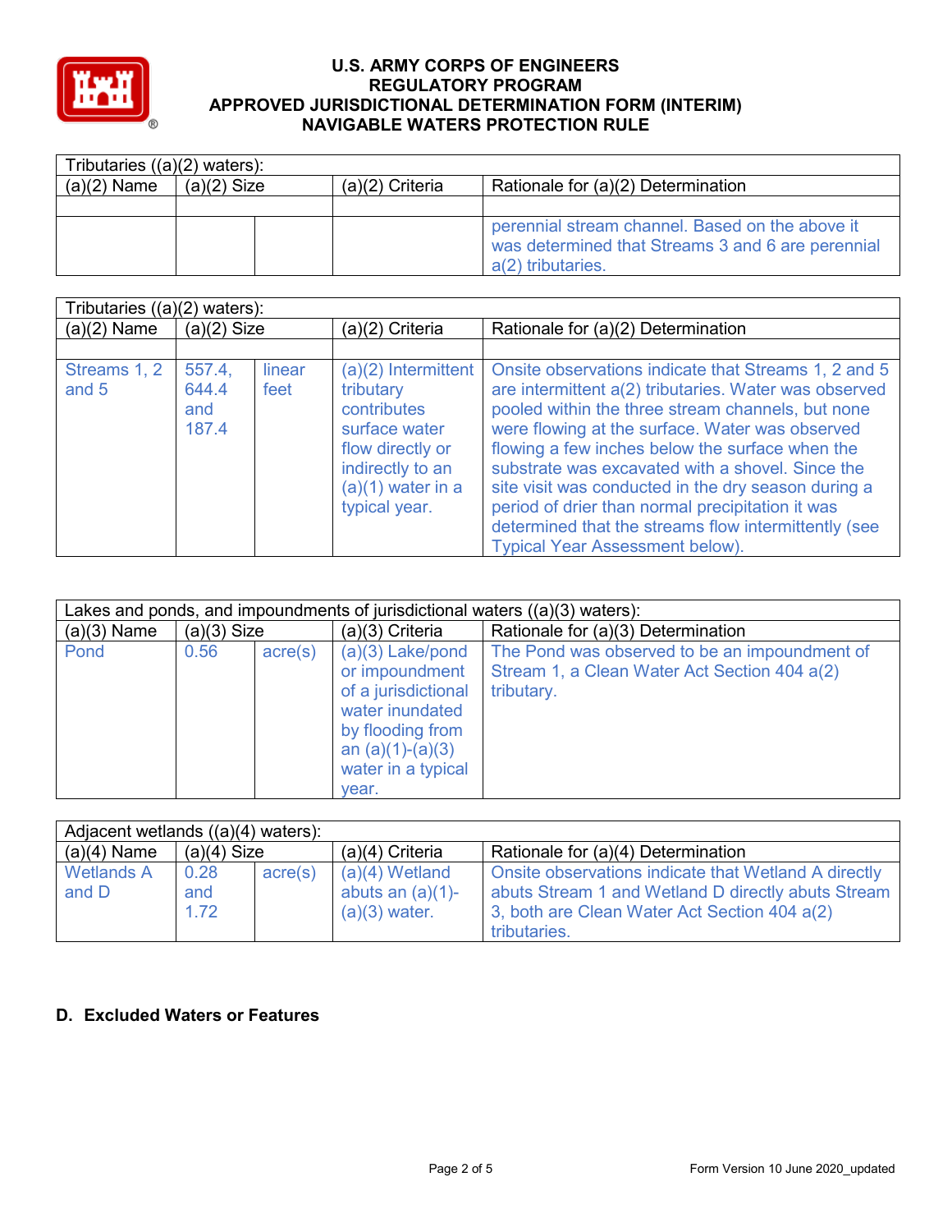# U.S. ARMY CORPS OF ENGINEERS
## REGULATORY PROGRAM
## APPROVED JURISDICTIONAL DETERMINATION FORM (INTERIM)
## NAVIGABLE WATERS PROTECTION RULE

| Tributaries ((a)(2) waters): | | | | |
|---|---|---|---|---|
| (a)(2) Name | (a)(2) Size | | (a)(2) Criteria | Rationale for (a)(2) Determination |
| | | | | |
| | | | | perennial stream channel. Based on the above it was determined that Streams 3 and 6 are perennial a(2) tributaries. |

| Tributaries ((a)(2) waters): | | | | |
|---|---|---|---|---|
| (a)(2) Name | (a)(2) Size | | (a)(2) Criteria | Rationale for (a)(2) Determination |
| | | | | |
| Streams 1, 2 and 5 | 557.4, 644.4 and 187.4 | linear feet | (a)(2) Intermittent tributary contributes surface water flow directly or indirectly to an (a)(1) water in a typical year. | Onsite observations indicate that Streams 1, 2 and 5 are intermittent a(2) tributaries. Water was observed pooled within the three stream channels, but none were flowing at the surface. Water was observed flowing a few inches below the surface when the substrate was excavated with a shovel. Since the site visit was conducted in the dry season during a period of drier than normal precipitation it was determined that the streams flow intermittently (see Typical Year Assessment below). |

| Lakes and ponds, and impoundments of jurisdictional waters ((a)(3) waters): | | | | |
|---|---|---|---|---|
| (a)(3) Name | (a)(3) Size | | (a)(3) Criteria | Rationale for (a)(3) Determination |
| Pond | 0.56 | acre(s) | (a)(3) Lake/pond or impoundment of a jurisdictional water inundated by flooding from an (a)(1)-(a)(3) water in a typical year. | The Pond was observed to be an impoundment of Stream 1, a Clean Water Act Section 404 a(2) tributary. |

| Adjacent wetlands ((a)(4) waters): | | | | |
|---|---|---|---|---|
| (a)(4) Name | (a)(4) Size | | (a)(4) Criteria | Rationale for (a)(4) Determination |
| Wetlands A and D | 0.28 and 1.72 | acre(s) | (a)(4) Wetland abuts an (a)(1)-(a)(3) water. | Onsite observations indicate that Wetland A directly abuts Stream 1 and Wetland D directly abuts Stream 3, both are Clean Water Act Section 404 a(2) tributaries. |

**D. Excluded Waters or Features**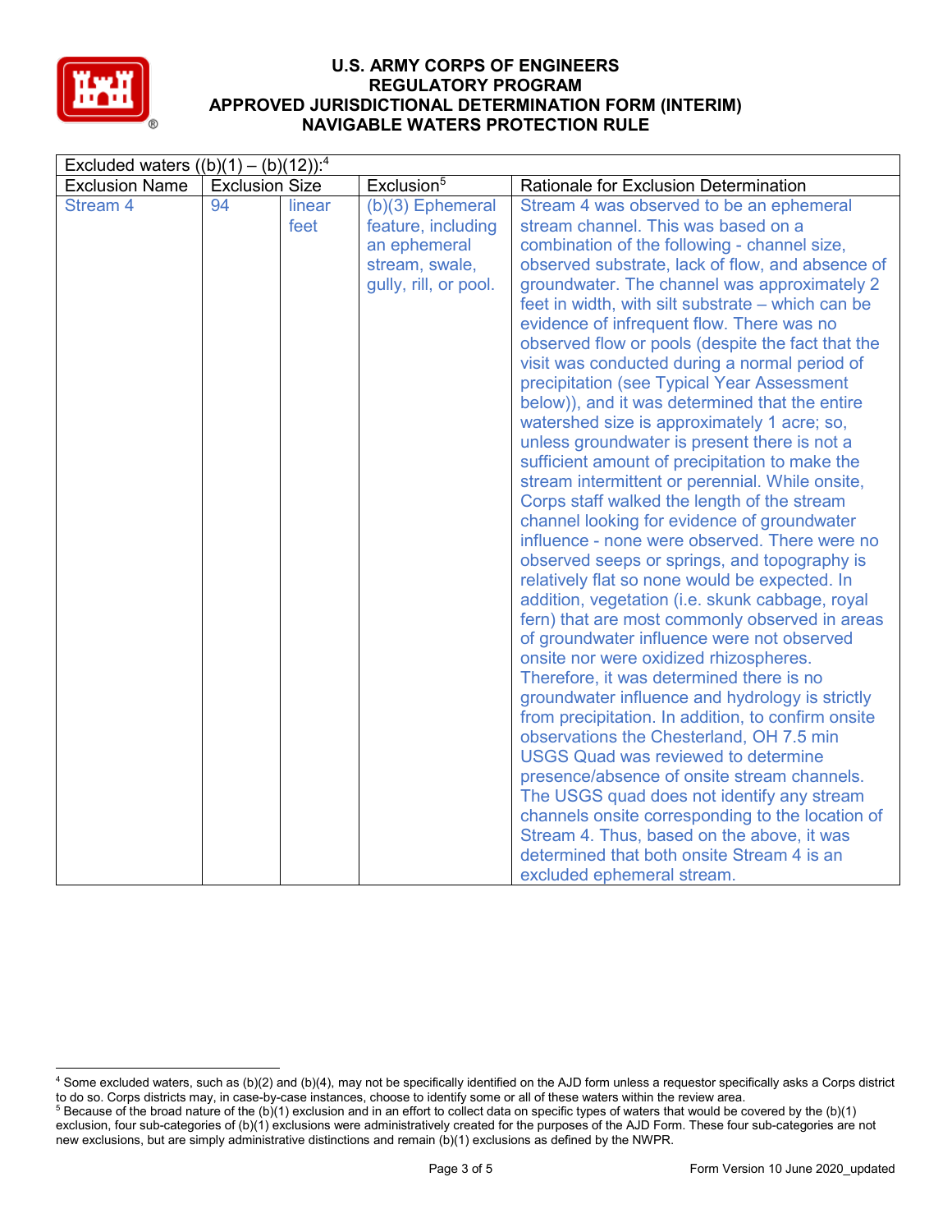| Excluded waters ((b)(1) – (b)(12)):[4] | | | | |
|---|---|---|---|---|
| Exclusion Name | Exclusion Size | | Exclusion[5] | Rationale for Exclusion Determination |
| Stream 4 | 94 | linear feet | (b)(3) Ephemeral feature, including an ephemeral stream, swale, gully, rill, or pool. | Stream 4 was observed to be an ephemeral stream channel. This was based on a combination of the following - channel size, observed substrate, lack of flow, and absence of groundwater. The channel was approximately 2 feet in width, with silt substrate – which can be evidence of infrequent flow. There was no observed flow or pools (despite the fact that the visit was conducted during a normal period of precipitation (see Typical Year Assessment below)), and it was determined that the entire watershed size is approximately 1 acre; so, unless groundwater is present there is not a sufficient amount of precipitation to make the stream intermittent or perennial. While onsite, Corps staff walked the length of the stream channel looking for evidence of groundwater influence - none were observed. There were no observed seeps or springs, and topography is relatively flat so none would be expected. In addition, vegetation (i.e. skunk cabbage, royal fern) that are most commonly observed in areas of groundwater influence were not observed onsite nor were oxidized rhizospheres. Therefore, it was determined there is no groundwater influence and hydrology is strictly from precipitation. In addition, to confirm onsite observations the Chesterland, OH 7.5 min USGS Quad was reviewed to determine presence/absence of onsite stream channels. The USGS quad does not identify any stream channels onsite corresponding to the location of Stream 4. Thus, based on the above, it was determined that both onsite Stream 4 is an excluded ephemeral stream. |

[4] Some excluded waters, such as (b)(2) and (b)(4), may not be specifically identified on the AJD form unless a requestor specifically asks a Corps district to do so. Corps districts may, in case-by-case instances, choose to identify some or all of these waters within the review area.

[5] Because of the broad nature of the (b)(1) exclusion and in an effort to collect data on specific types of waters that would be covered by the (b)(1) exclusion, four sub-categories of (b)(1) exclusions were administratively created for the purposes of the AJD Form. These four sub-categories are not new exclusions, but are simply administrative distinctions and remain (b)(1) exclusions as defined by the NWPR.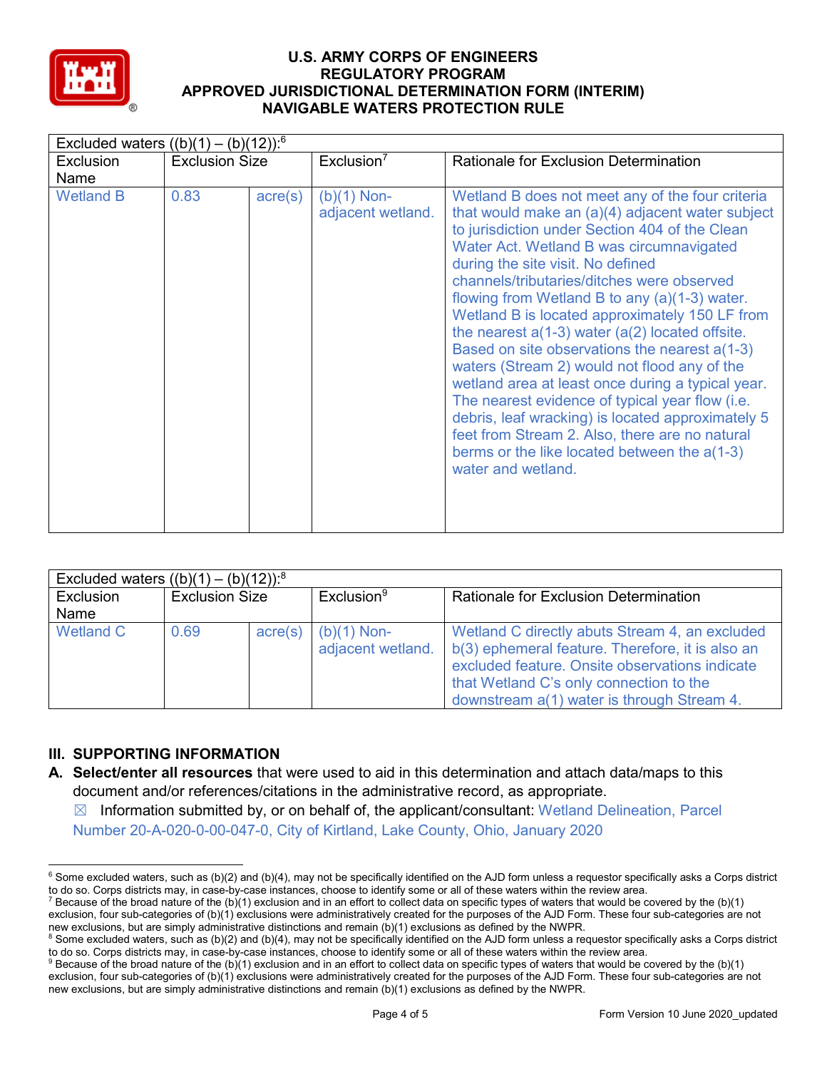| Excluded waters ((b)(1) – (b)(12)):[6] | | | | |
|---|---|---|---|---|
| Exclusion Name | Exclusion Size | | Exclusion[7] | Rationale for Exclusion Determination |
| Wetland B | 0.83 | acre(s) | (b)(1) Non-adjacent wetland. | Wetland B does not meet any of the four criteria that would make an (a)(4) adjacent water subject to jurisdiction under Section 404 of the Clean Water Act. Wetland B was circumnavigated during the site visit. No defined channels/tributaries/ditches were observed flowing from Wetland B to any (a)(1-3) water. Wetland B is located approximately 150 LF from the nearest a(1-3) water (a(2) located offsite. Based on site observations the nearest a(1-3) waters (Stream 2) would not flood any of the wetland area at least once during a typical year. The nearest evidence of typical year flow (i.e. debris, leaf wracking) is located approximately 5 feet from Stream 2. Also, there are no natural berms or the like located between the a(1-3) water and wetland. |

| Excluded waters ((b)(1) – (b)(12)):[8] | | | | |
|---|---|---|---|---|
| Exclusion Name | Exclusion Size | | Exclusion[9] | Rationale for Exclusion Determination |
| Wetland C | 0.69 | acre(s) | (b)(1) Non-adjacent wetland. | Wetland C directly abuts Stream 4, an excluded b(3) ephemeral feature. Therefore, it is also an excluded feature. Onsite observations indicate that Wetland C's only connection to the downstream a(1) water is through Stream 4. |

## III. SUPPORTING INFORMATION

**A. Select/enter all resources** that were used to aid in this determination and attach data/maps to this document and/or references/citations in the administrative record, as appropriate.

☒ Information submitted by, or on behalf of, the applicant/consultant: Wetland Delineation, Parcel Number 20-A-020-0-00-047-0, City of Kirtland, Lake County, Ohio, January 2020

---

[6] Some excluded waters, such as (b)(2) and (b)(4), may not be specifically identified on the AJD form unless a requestor specifically asks a Corps district to do so. Corps districts may, in case-by-case instances, choose to identify some or all of these waters within the review area.

[7] Because of the broad nature of the (b)(1) exclusion and in an effort to collect data on specific types of waters that would be covered by the (b)(1) exclusion, four sub-categories of (b)(1) exclusions were administratively created for the purposes of the AJD Form. These four sub-categories are not new exclusions, but are simply administrative distinctions and remain (b)(1) exclusions as defined by the NWPR.

[8] Some excluded waters, such as (b)(2) and (b)(4), may not be specifically identified on the AJD form unless a requestor specifically asks a Corps district to do so. Corps districts may, in case-by-case instances, choose to identify some or all of these waters within the review area.

[9] Because of the broad nature of the (b)(1) exclusion and in an effort to collect data on specific types of waters that would be covered by the (b)(1) exclusion, four sub-categories of (b)(1) exclusions were administratively created for the purposes of the AJD Form. These four sub-categories are not new exclusions, but are simply administrative distinctions and remain (b)(1) exclusions as defined by the NWPR.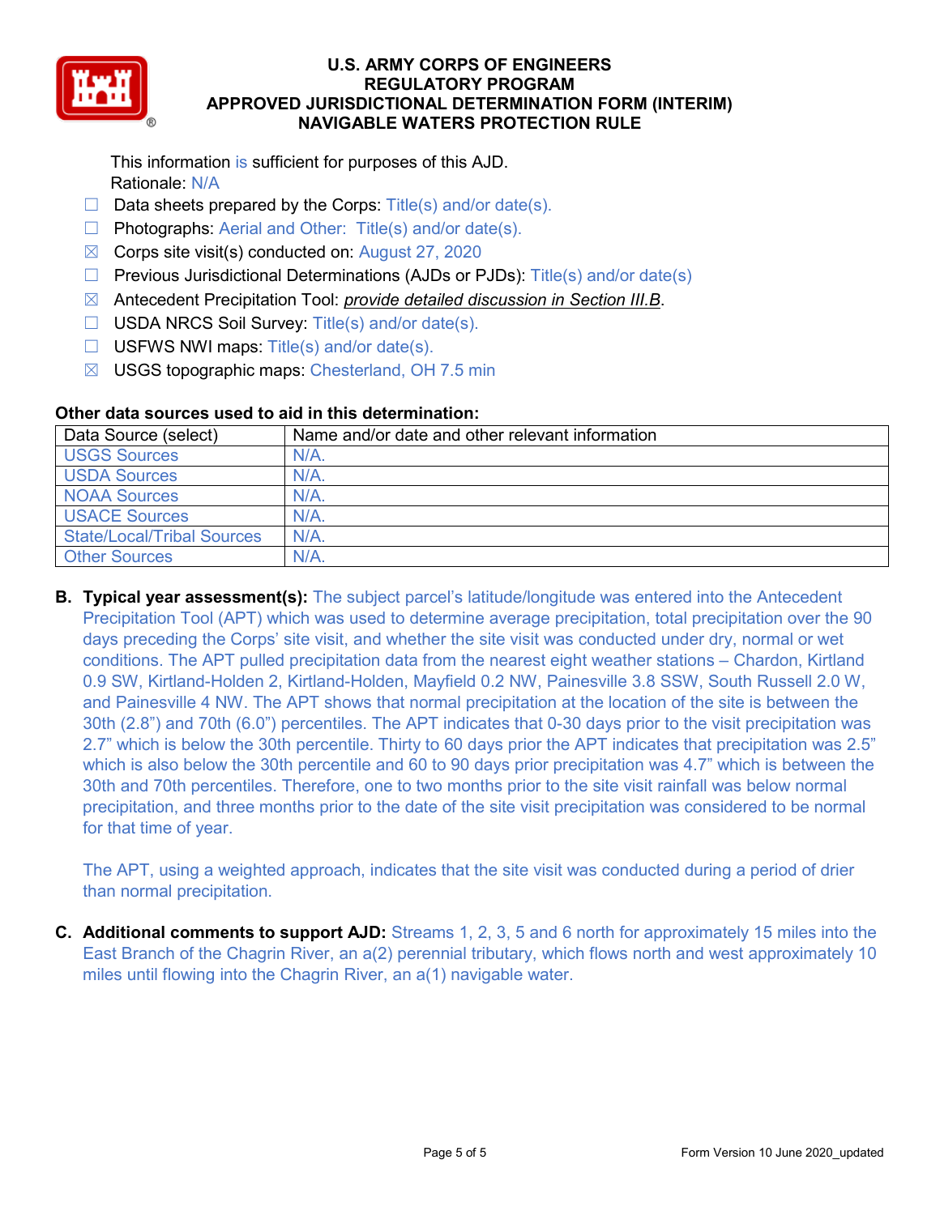This information is sufficient for purposes of this AJD.
Rationale: N/A

- ☐ Data sheets prepared by the Corps: Title(s) and/or date(s).
- ☐ Photographs: Aerial and Other: Title(s) and/or date(s).
- ☒ Corps site visit(s) conducted on: August 27, 2020
- ☐ Previous Jurisdictional Determinations (AJDs or PJDs): Title(s) and/or date(s)
- ☒ Antecedent Precipitation Tool: *provide detailed discussion in Section III.B*.
- ☐ USDA NRCS Soil Survey: Title(s) and/or date(s).
- ☐ USFWS NWI maps: Title(s) and/or date(s).
- ☒ USGS topographic maps: Chesterland, OH 7.5 min

**Other data sources used to aid in this determination:**

| Data Source (select) | Name and/or date and other relevant information |
|---|---|
| USGS Sources | N/A. |
| USDA Sources | N/A. |
| NOAA Sources | N/A. |
| USACE Sources | N/A. |
| State/Local/Tribal Sources | N/A. |
| Other Sources | N/A. |

**B. Typical year assessment(s):** The subject parcel's latitude/longitude was entered into the Antecedent Precipitation Tool (APT) which was used to determine average precipitation, total precipitation over the 90 days preceding the Corps' site visit, and whether the site visit was conducted under dry, normal or wet conditions. The APT pulled precipitation data from the nearest eight weather stations – Chardon, Kirtland 0.9 SW, Kirtland-Holden 2, Kirtland-Holden, Mayfield 0.2 NW, Painesville 3.8 SSW, South Russell 2.0 W, and Painesville 4 NW. The APT shows that normal precipitation at the location of the site is between the 30th (2.8") and 70th (6.0") percentiles. The APT indicates that 0-30 days prior to the visit precipitation was 2.7" which is below the 30th percentile. Thirty to 60 days prior the APT indicates that precipitation was 2.5" which is also below the 30th percentile and 60 to 90 days prior precipitation was 4.7" which is between the 30th and 70th percentiles. Therefore, one to two months prior to the site visit rainfall was below normal precipitation, and three months prior to the date of the site visit precipitation was considered to be normal for that time of year.

The APT, using a weighted approach, indicates that the site visit was conducted during a period of drier than normal precipitation.

**C. Additional comments to support AJD:** Streams 1, 2, 3, 5 and 6 north for approximately 15 miles into the East Branch of the Chagrin River, an a(2) perennial tributary, which flows north and west approximately 10 miles until flowing into the Chagrin River, an a(1) navigable water.